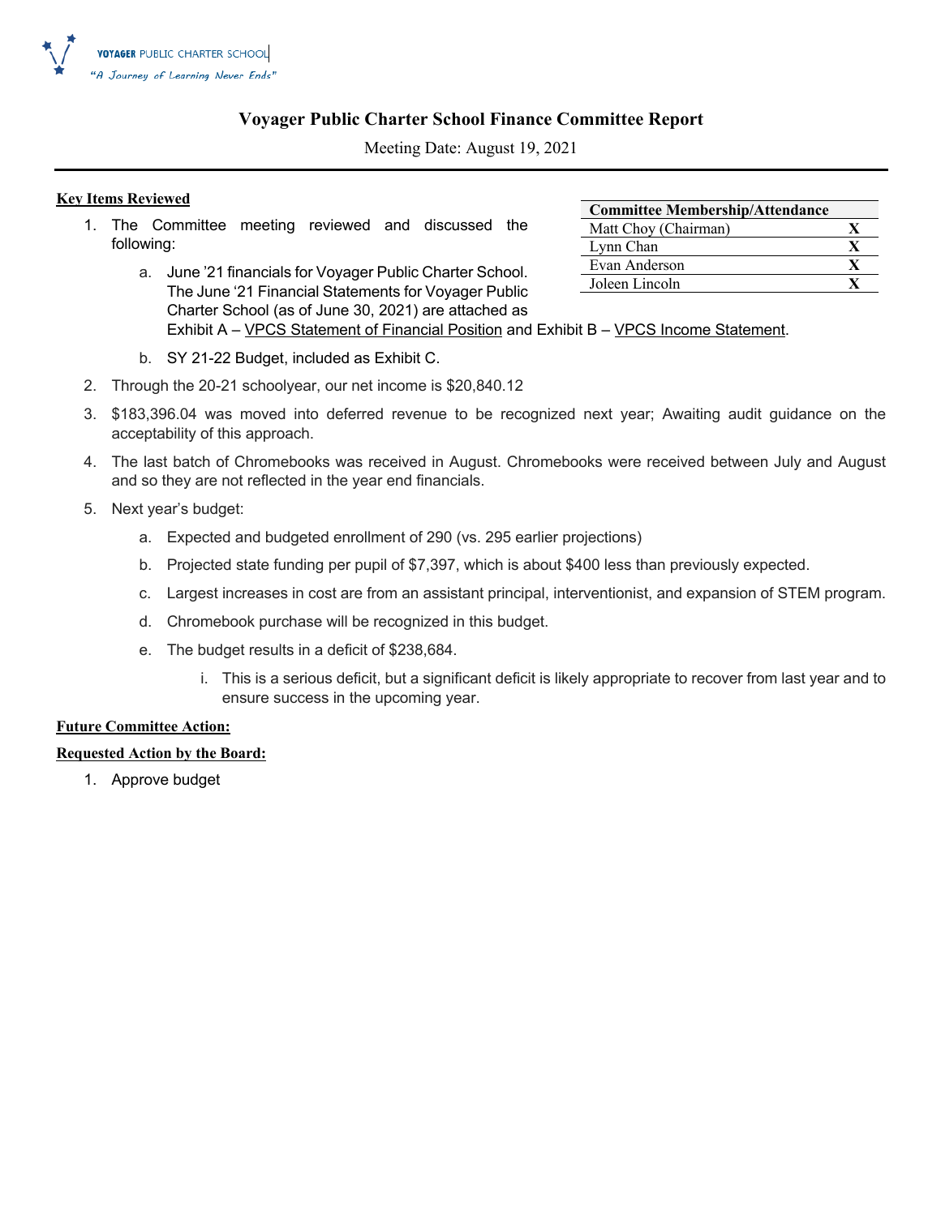VOYAGER PUBLIC CHARTER SCHOOL
"A Journey of Learning Never Ends"

# Voyager Public Charter School Finance Committee Report

Meeting Date: August 19, 2021

| Committee Membership/Attendance | |
|---|---|
| Matt Choy (Chairman) | X |
| Lynn Chan | X |
| Evan Anderson | X |
| Joleen Lincoln | X |

**Key Items Reviewed**

1. The Committee meeting reviewed and discussed the following:
   a. June '21 financials for Voyager Public Charter School. The June '21 Financial Statements for Voyager Public Charter School (as of June 30, 2021) are attached as Exhibit A – VPCS Statement of Financial Position and Exhibit B – VPCS Income Statement.
   b. SY 21-22 Budget, included as Exhibit C.
2. Through the 20-21 schoolyear, our net income is $20,840.12
3. $183,396.04 was moved into deferred revenue to be recognized next year; Awaiting audit guidance on the acceptability of this approach.
4. The last batch of Chromebooks was received in August. Chromebooks were received between July and August and so they are not reflected in the year end financials.
5. Next year's budget:
   a. Expected and budgeted enrollment of 290 (vs. 295 earlier projections)
   b. Projected state funding per pupil of $7,397, which is about $400 less than previously expected.
   c. Largest increases in cost are from an assistant principal, interventionist, and expansion of STEM program.
   d. Chromebook purchase will be recognized in this budget.
   e. The budget results in a deficit of $238,684.
      i. This is a serious deficit, but a significant deficit is likely appropriate to recover from last year and to ensure success in the upcoming year.

**Future Committee Action:**

**Requested Action by the Board:**

1. Approve budget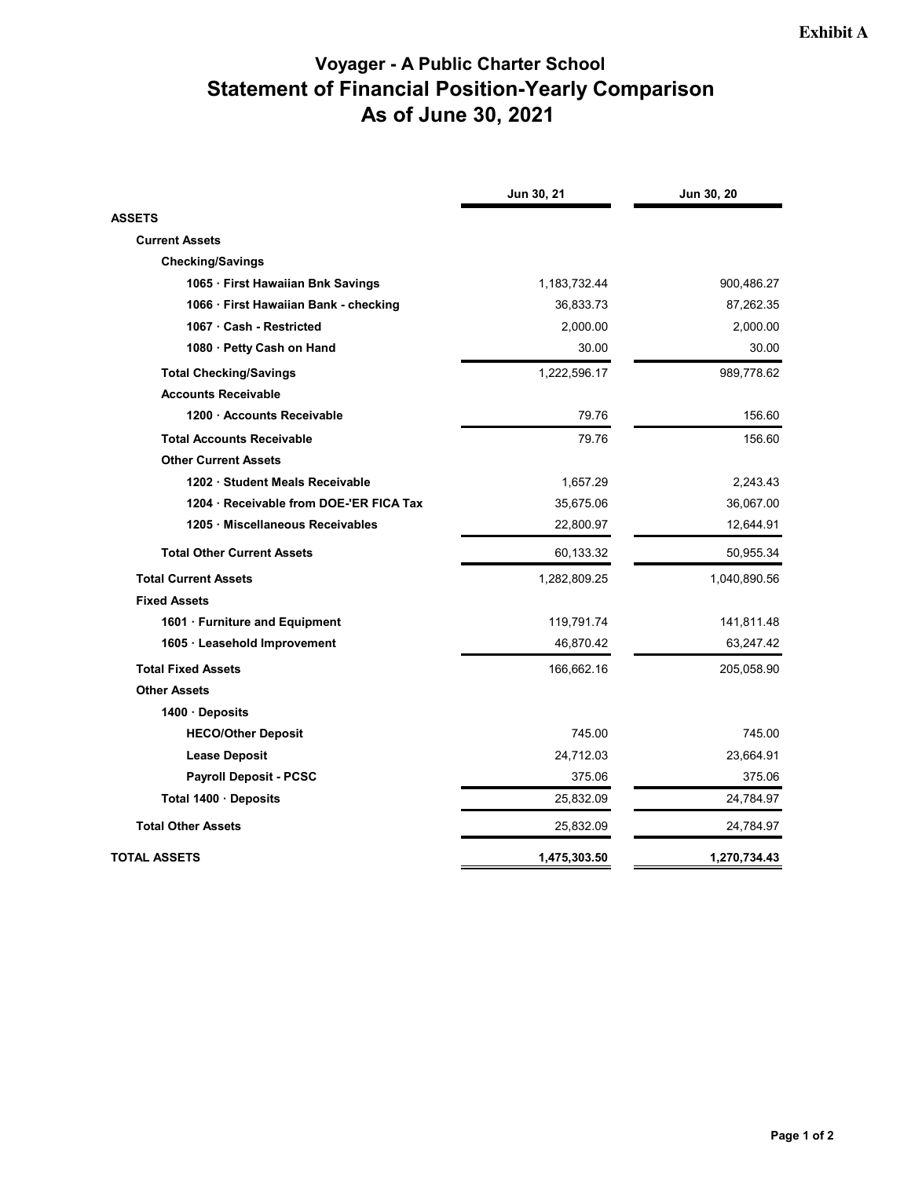Exhibit A

# Voyager - A Public Charter School
## Statement of Financial Position-Yearly Comparison
## As of June 30, 2021

| | Jun 30, 21 | Jun 30, 20 |
|---|---|---|
| **ASSETS** | | |
| **Current Assets** | | |
| **Checking/Savings** | | |
| **1065 · First Hawaiian Bnk Savings** | 1,183,732.44 | 900,486.27 |
| **1066 · First Hawaiian Bank - checking** | 36,833.73 | 87,262.35 |
| **1067 · Cash - Restricted** | 2,000.00 | 2,000.00 |
| **1080 · Petty Cash on Hand** | 30.00 | 30.00 |
| **Total Checking/Savings** | 1,222,596.17 | 989,778.62 |
| **Accounts Receivable** | | |
| **1200 · Accounts Receivable** | 79.76 | 156.60 |
| **Total Accounts Receivable** | 79.76 | 156.60 |
| **Other Current Assets** | | |
| **1202 · Student Meals Receivable** | 1,657.29 | 2,243.43 |
| **1204 · Receivable from DOE-'ER FICA Tax** | 35,675.06 | 36,067.00 |
| **1205 · Miscellaneous Receivables** | 22,800.97 | 12,644.91 |
| **Total Other Current Assets** | 60,133.32 | 50,955.34 |
| **Total Current Assets** | 1,282,809.25 | 1,040,890.56 |
| **Fixed Assets** | | |
| **1601 · Furniture and Equipment** | 119,791.74 | 141,811.48 |
| **1605 · Leasehold Improvement** | 46,870.42 | 63,247.42 |
| **Total Fixed Assets** | 166,662.16 | 205,058.90 |
| **Other Assets** | | |
| **1400 · Deposits** | | |
| **HECO/Other Deposit** | 745.00 | 745.00 |
| **Lease Deposit** | 24,712.03 | 23,664.91 |
| **Payroll Deposit - PCSC** | 375.06 | 375.06 |
| **Total 1400 · Deposits** | 25,832.09 | 24,784.97 |
| **Total Other Assets** | 25,832.09 | 24,784.97 |
| **TOTAL ASSETS** | **1,475,303.50** | **1,270,734.43** |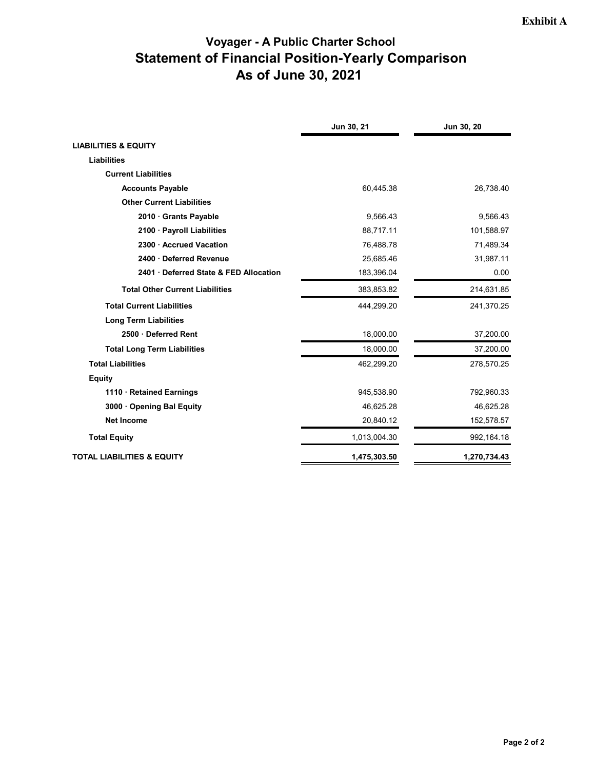**Exhibit A**

# Voyager - A Public Charter School
## Statement of Financial Position-Yearly Comparison
## As of June 30, 2021

| | Jun 30, 21 | Jun 30, 20 |
|---|---|---|
| **LIABILITIES & EQUITY** | | |
| **Liabilities** | | |
| **Current Liabilities** | | |
| **Accounts Payable** | 60,445.38 | 26,738.40 |
| **Other Current Liabilities** | | |
| **2010 · Grants Payable** | 9,566.43 | 9,566.43 |
| **2100 · Payroll Liabilities** | 88,717.11 | 101,588.97 |
| **2300 · Accrued Vacation** | 76,488.78 | 71,489.34 |
| **2400 · Deferred Revenue** | 25,685.46 | 31,987.11 |
| **2401 · Deferred State & FED Allocation** | 183,396.04 | 0.00 |
| **Total Other Current Liabilities** | 383,853.82 | 214,631.85 |
| **Total Current Liabilities** | 444,299.20 | 241,370.25 |
| **Long Term Liabilities** | | |
| **2500 · Deferred Rent** | 18,000.00 | 37,200.00 |
| **Total Long Term Liabilities** | 18,000.00 | 37,200.00 |
| **Total Liabilities** | 462,299.20 | 278,570.25 |
| **Equity** | | |
| **1110 · Retained Earnings** | 945,538.90 | 792,960.33 |
| **3000 · Opening Bal Equity** | 46,625.28 | 46,625.28 |
| **Net Income** | 20,840.12 | 152,578.57 |
| **Total Equity** | 1,013,004.30 | 992,164.18 |
| **TOTAL LIABILITIES & EQUITY** | **1,475,303.50** | **1,270,734.43** |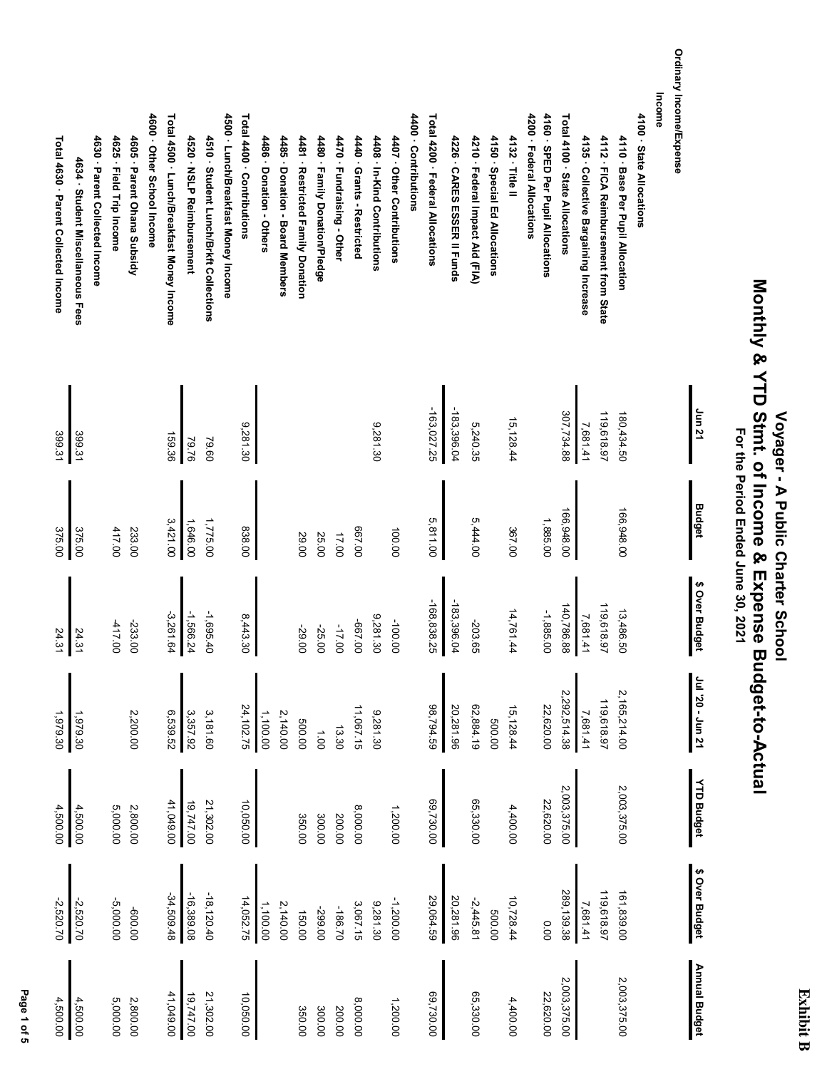Exhibit B

# Voyager - A Public Charter School

## Monthly & YTD Stmt. of Income & Expense Budget-to-Actual

### For the Period Ended June 30, 2021

| | Jun 21 | Budget | $ Over Budget | Jul '20 - Jun 21 | YTD Budget | $ Over Budget | Annual Budget |
|---|---|---|---|---|---|---|---|
| **Ordinary Income/Expense** | | | | | | | |
| **Income** | | | | | | | |
| 4100 · State Allocations | | | | | | | |
| 4110 · Base Per Pupil Allocation | 180,434.50 | 166,948.00 | 13,486.50 | 2,165,214.00 | 2,003,375.00 | 161,839.00 | 2,003,375.00 |
| 4112 · FICA Reimbursement from State | 119,618.97 | | 119,618.97 | 119,618.97 | | 119,618.97 | |
| 4135 · Collective Bargaining Increase | 7,681.41 | | 7,681.41 | 7,681.41 | | 7,681.41 | |
| Total 4100 · State Allocations | 307,734.88 | 166,948.00 | 140,786.88 | 2,292,514.38 | 2,003,375.00 | 289,139.38 | 2,003,375.00 |
| 4160 · SPED Per Pupil Allocations | | 1,885.00 | -1,885.00 | 22,620.00 | 22,620.00 | 0.00 | 22,620.00 |
| 4200 · Federal Allocations | | | | | | | |
| 4132 · Title II | 15,128.44 | 367.00 | 14,761.44 | 15,128.44 | 4,400.00 | 10,728.44 | 4,400.00 |
| 4150 · Special Ed Allocations | | | | 500.00 | | 500.00 | |
| 4210 · Federal Impact Aid (FIA) | 5,240.35 | 5,444.00 | -203.65 | 62,884.19 | 65,330.00 | -2,445.81 | 65,330.00 |
| 4226 · CARES ESSER II Funds | -183,396.04 | | -183,396.04 | 20,281.96 | | 20,281.96 | |
| Total 4200 · Federal Allocations | -163,027.25 | 5,811.00 | -168,838.25 | 98,794.59 | 69,730.00 | 29,064.59 | 69,730.00 |
| 4400 · Contributions | | | | | | | |
| 4407 · Other Contributions | | 100.00 | -100.00 | | 1,200.00 | -1,200.00 | 1,200.00 |
| 4408 · In-Kind Contributions | 9,281.30 | | 9,281.30 | 9,281.30 | | 9,281.30 | |
| 4440 · Grants - Restricted | | 667.00 | -667.00 | 11,067.15 | 8,000.00 | 3,067.15 | 8,000.00 |
| 4470 · Fundraising - Other | | 17.00 | -17.00 | 13.30 | 200.00 | -186.70 | 200.00 |
| 4480 · Family Donation/Pledge | | 25.00 | -25.00 | 1.00 | 300.00 | -299.00 | 300.00 |
| 4481 · Restricted Family Donation | | 29.00 | -29.00 | 500.00 | 350.00 | 150.00 | 350.00 |
| 4485 · Donation - Board Members | | | | 2,140.00 | | 2,140.00 | |
| 4486 · Donation - Others | | | | 1,100.00 | | 1,100.00 | |
| Total 4400 · Contributions | 9,281.30 | 838.00 | 8,443.30 | 24,102.75 | 10,050.00 | 14,052.75 | 10,050.00 |
| 4500 · Lunch/Breakfast Money Income | | | | | | | |
| 4510 · Student Lunch/Brkft Collections | 79.60 | 1,775.00 | -1,695.40 | 3,181.60 | 21,302.00 | -18,120.40 | 21,302.00 |
| 4520 · NSLP Reimbursement | 79.76 | 1,646.00 | -1,566.24 | 3,357.92 | 19,747.00 | -16,389.08 | 19,747.00 |
| Total 4500 · Lunch/Breakfast Money Income | 159.36 | 3,421.00 | -3,261.64 | 6,539.52 | 41,049.00 | -34,509.48 | 41,049.00 |
| 4600 · Other School Income | | | | | | | |
| 4605 · Parent Ohana Subsidy | | 233.00 | -233.00 | 2,200.00 | 2,800.00 | -600.00 | 2,800.00 |
| 4625 · Field Trip Income | | 417.00 | -417.00 | | 5,000.00 | -5,000.00 | 5,000.00 |
| 4630 · Parent Collected Income | | | | | | | |
| 4634 · Student Miscellaneous Fees | 399.31 | 375.00 | 24.31 | 1,979.30 | 4,500.00 | -2,520.70 | 4,500.00 |
| Total 4630 · Parent Collected Income | 399.31 | 375.00 | 24.31 | 1,979.30 | 4,500.00 | -2,520.70 | 4,500.00 |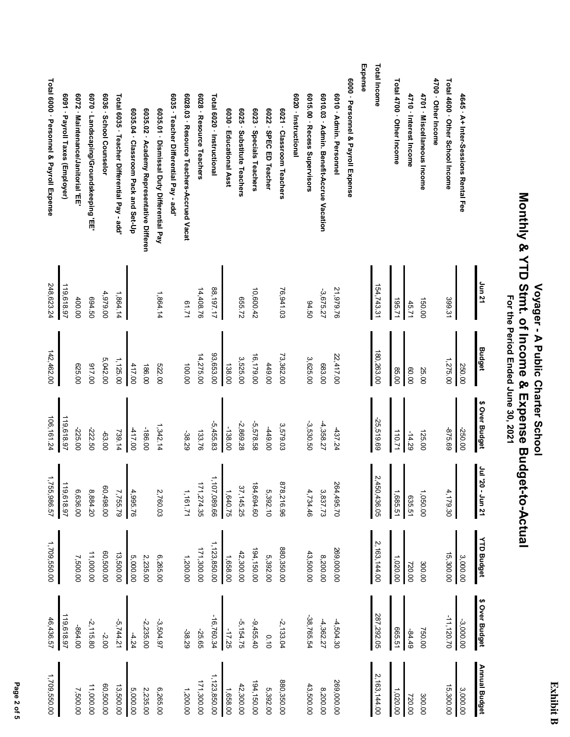**Exhibit B**

# Voyager - A Public Charter School
## Monthly & YTD Stmt. of Income & Expense Budget-to-Actual
### For the Period Ended June 30, 2021

| | Jun 21 | Budget | $ Over Budget | Jul '20 - Jun 21 | YTD Budget | $ Over Budget | Annual Budget |
|---|---|---|---|---|---|---|---|
| 4645 · A+ Inter-Sessions Rental Fee | | 250.00 | -250.00 | | 3,000.00 | -3,000.00 | 3,000.00 |
| Total 4600 · Other School Income | 399.31 | 1,275.00 | -875.69 | 4,179.30 | 15,300.00 | -11,120.70 | 15,300.00 |
| 4700 · Other Income | | | | | | | |
| 4701 · Miscellaneous Income | 150.00 | 25.00 | 125.00 | 1,050.00 | 300.00 | 750.00 | 300.00 |
| 4710 · Interest Income | 45.71 | 60.00 | -14.29 | 635.51 | 720.00 | -84.49 | 720.00 |
| Total 4700 · Other Income | 195.71 | 85.00 | 110.71 | 1,685.51 | 1,020.00 | 665.51 | 1,020.00 |
| Total Income | 154,743.31 | 180,263.00 | -25,519.69 | 2,450,436.05 | 2,163,144.00 | 287,292.05 | 2,163,144.00 |
| Expense | | | | | | | |
| 6000 · Personnel & Payroll Expense | | | | | | | |
| 6010 · Admin. Personnel | 21,979.76 | 22,417.00 | -437.24 | 264,495.70 | 269,000.00 | -4,504.30 | 269,000.00 |
| 6010.03 · Admin. Benefit-Accrue Vacation | -3,675.27 | 683.00 | -4,358.27 | 3,837.73 | 8,200.00 | -4,362.27 | 8,200.00 |
| 6015.00 · Recess Supervisors | 94.50 | 3,625.00 | -3,530.50 | 4,734.46 | 43,500.00 | -38,765.54 | 43,500.00 |
| 6020 · Instructional | | | | | | | |
| 6021 · Classroom Teachers | 76,941.03 | 73,362.00 | 3,579.03 | 878,216.96 | 880,350.00 | -2,133.04 | 880,350.00 |
| 6022 · SPEC ED Teacher | | 449.00 | -449.00 | 5,392.10 | 5,392.00 | 0.10 | 5,392.00 |
| 6023 · Specials Teachers | 10,600.42 | 16,179.00 | -5,578.58 | 184,694.60 | 194,150.00 | -9,455.40 | 194,150.00 |
| 6025 · Substitute Teachers | 655.72 | 3,525.00 | -2,869.28 | 37,145.25 | 42,300.00 | -5,154.75 | 42,300.00 |
| 6030 · Educational Asst | | 138.00 | -138.00 | 1,640.75 | 1,658.00 | -17.25 | 1,658.00 |
| Total 6020 · Instructional | 88,197.17 | 93,653.00 | -5,455.83 | 1,107,089.66 | 1,123,850.00 | -16,760.34 | 1,123,850.00 |
| 6028 · Resource Teachers | 14,408.76 | 14,275.00 | 133.76 | 171,274.35 | 171,300.00 | -25.65 | 171,300.00 |
| 6028.03 · Resource Teachers-Accrued Vacat | 61.71 | 100.00 | -38.29 | 1,161.71 | 1,200.00 | -38.29 | 1,200.00 |
| 6035 · Teacher Differential Pay - add' | | | | | | | |
| 6035.01 · Dismissal Duty Differential Pay | 1,864.14 | 522.00 | 1,342.14 | 2,760.03 | 6,265.00 | -3,504.97 | 6,265.00 |
| 6035.02 · Academy Representative Differen | | 186.00 | -186.00 | | 2,235.00 | -2,235.00 | 2,235.00 |
| 6035.04 · Classroom Pack and Set-Up | | 417.00 | -417.00 | 4,995.76 | 5,000.00 | -4.24 | 5,000.00 |
| Total 6035 · Teacher Differential Pay - add' | 1,864.14 | 1,125.00 | 739.14 | 7,755.79 | 13,500.00 | -5,744.21 | 13,500.00 |
| 6036 · School Counselor | 4,979.00 | 5,042.00 | -63.00 | 60,498.00 | 60,500.00 | -2.00 | 60,500.00 |
| 6070 · Landscaping/Groundskeeping 'EE' | 694.50 | 917.00 | -222.50 | 8,884.20 | 11,000.00 | -2,115.80 | 11,000.00 |
| 6072 · Maintenance/Janitorial 'EE' | 400.00 | 625.00 | -225.00 | 6,636.00 | 7,500.00 | -864.00 | 7,500.00 |
| 6091 · Payroll Taxes (Employer) | 119,618.97 | | 119,618.97 | 119,618.97 | | 119,618.97 | |
| Total 6000 · Personnel & Payroll Expense | 248,623.24 | 142,462.00 | 106,161.24 | 1,755,986.57 | 1,709,550.00 | 46,436.57 | 1,709,550.00 |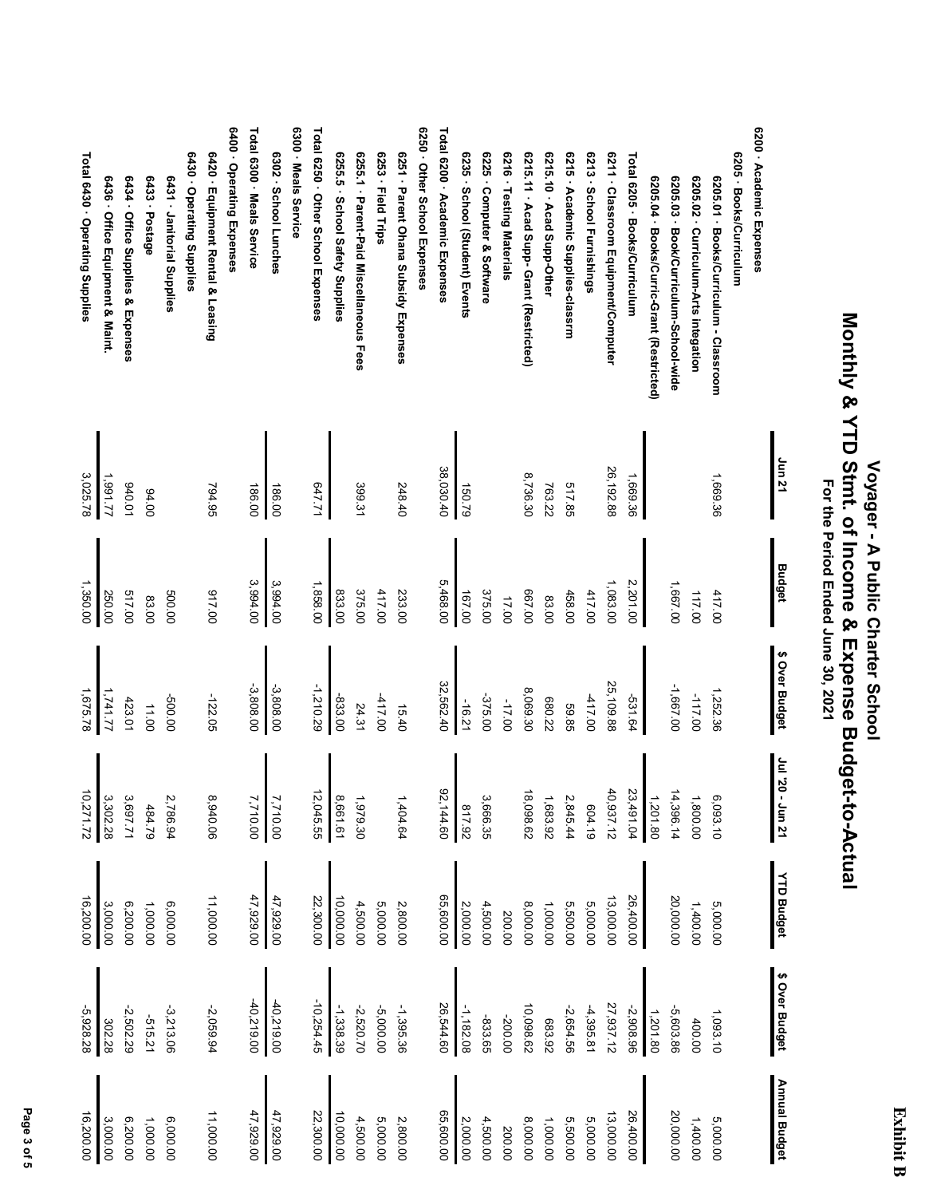# Voyager - A Public Charter School

## Monthly & YTD Stmt. of Income & Expense Budget-to-Actual

### For the Period Ended June 30, 2021

| | Jun 21 | Budget | $ Over Budget | Jul '20 - Jun 21 | YTD Budget | $ Over Budget | Annual Budget |
|---|---|---|---|---|---|---|---|
| **6200 · Academic Expenses** | | | | | | | |
| **6205 · Books/Curriculum** | | | | | | | |
| 6205.01 · Books/Curriculum - Classroom | 1,669.36 | 417.00 | 1,252.36 | 6,093.10 | 5,000.00 | 1,093.10 | 5,000.00 |
| 6205.02 · Curriculum-Arts integration | | 117.00 | -117.00 | 1,800.00 | 1,400.00 | 400.00 | 1,400.00 |
| 6205.03 · Book/Curriculum-School-wide | | 1,667.00 | -1,667.00 | 14,396.14 | 20,000.00 | -5,603.86 | 20,000.00 |
| 6205.04 · Books/Curric-Grant (Restricted) | | | | 1,201.80 | | 1,201.80 | |
| **Total 6205 · Books/Curriculum** | 1,669.36 | 2,201.00 | -531.64 | 23,491.04 | 26,400.00 | -2,908.96 | 26,400.00 |
| 6211 · Classroom Equipment/Computer | 26,192.88 | 1,083.00 | 25,109.88 | 40,937.12 | 13,000.00 | 27,937.12 | 13,000.00 |
| 6213 · School Furnishings | | 417.00 | -417.00 | 604.19 | 5,000.00 | -4,395.81 | 5,000.00 |
| 6215 · Academic Supplies-classrm | 517.85 | 458.00 | 59.85 | 2,845.44 | 5,500.00 | -2,654.56 | 5,500.00 |
| 6215.10 · Acad Supp-Other | 763.22 | 83.00 | 680.22 | 1,683.92 | 1,000.00 | 683.92 | 1,000.00 |
| 6215.11 · Acad Supp- Grant (Restricted) | 8,736.30 | 667.00 | 8,069.30 | 18,098.62 | 8,000.00 | 10,098.62 | 8,000.00 |
| 6216 · Testing Materials | | 17.00 | -17.00 | | 200.00 | -200.00 | 200.00 |
| 6225 · Computer & Software | | 375.00 | -375.00 | 3,666.35 | 4,500.00 | -833.65 | 4,500.00 |
| 6235 · School (Student) Events | 150.79 | 167.00 | -16.21 | 817.92 | 2,000.00 | -1,182.08 | 2,000.00 |
| **Total 6200 · Academic Expenses** | 38,030.40 | 5,468.00 | 32,562.40 | 92,144.60 | 65,600.00 | 26,544.60 | 65,600.00 |
| **6250 · Other School Expenses** | | | | | | | |
| 6251 · Parent Ohana Subsidy Expenses | 248.40 | 233.00 | 15.40 | 1,404.64 | 2,800.00 | -1,395.36 | 2,800.00 |
| 6253 · Field Trips | | 417.00 | -417.00 | | 5,000.00 | -5,000.00 | 5,000.00 |
| 6255.1 · Parent-Paid Miscellaneous Fees | 399.31 | 375.00 | 24.31 | 1,979.30 | 4,500.00 | -2,520.70 | 4,500.00 |
| 6255.5 · School Safety Supplies | | 833.00 | -833.00 | 8,661.61 | 10,000.00 | -1,338.39 | 10,000.00 |
| **Total 6250 · Other School Expenses** | 647.71 | 1,858.00 | -1,210.29 | 12,045.55 | 22,300.00 | -10,254.45 | 22,300.00 |
| **6300 · Meals Service** | | | | | | | |
| 6302 · School Lunches | 186.00 | 3,994.00 | -3,808.00 | 7,710.00 | 47,929.00 | -40,219.00 | 47,929.00 |
| **Total 6300 · Meals Service** | 186.00 | 3,994.00 | -3,808.00 | 7,710.00 | 47,929.00 | -40,219.00 | 47,929.00 |
| **6400 · Operating Expenses** | | | | | | | |
| 6420 · Equipment Rental & Leasing | 794.95 | 917.00 | -122.05 | 8,940.06 | 11,000.00 | -2,059.94 | 11,000.00 |
| **6430 · Operating Supplies** | | | | | | | |
| 6431 · Janitorial Supplies | | 500.00 | -500.00 | 2,786.94 | 6,000.00 | -3,213.06 | 6,000.00 |
| 6433 · Postage | 94.00 | 83.00 | 11.00 | 484.79 | 1,000.00 | -515.21 | 1,000.00 |
| 6434 · Office Supplies & Expenses | 940.01 | 517.00 | 423.01 | 3,697.71 | 6,200.00 | -2,502.29 | 6,200.00 |
| 6436 · Office Equipment & Maint. | 1,991.77 | 250.00 | 1,741.77 | 3,302.28 | 3,000.00 | 302.28 | 3,000.00 |
| **Total 6430 · Operating Supplies** | 3,025.78 | 1,350.00 | 1,675.78 | 10,271.72 | 16,200.00 | -5,928.28 | 16,200.00 |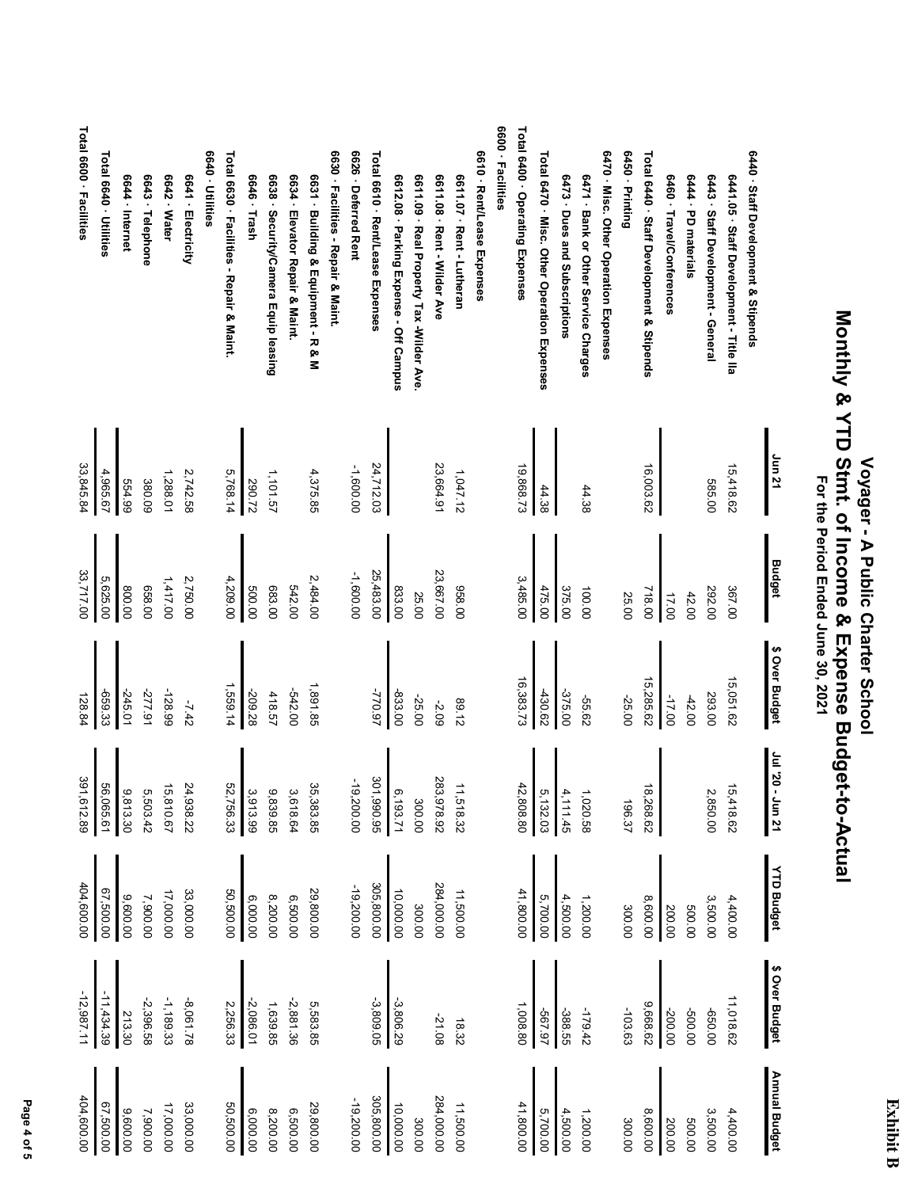**Exhibit B**

# Voyager - A Public Charter School

## Monthly & YTD Stmt. of Income & Expense Budget-to-Actual

### For the Period Ended June 30, 2021

| | Jun 21 | Budget | $ Over Budget | Jul '20 - Jun 21 | YTD Budget | $ Over Budget | Annual Budget |
|---|---|---|---|---|---|---|---|
| **6440 · Staff Development & Stipends** | | | | | | | |
| **6441.05 · Staff Development - Title IIa** | 15,418.62 | 367.00 | 15,051.62 | 15,418.62 | 4,400.00 | 11,018.62 | 4,400.00 |
| **6443 · Staff Development - General** | 585.00 | 292.00 | 293.00 | 2,850.00 | 3,500.00 | -650.00 | 3,500.00 |
| **6444 · PD materials** | | 42.00 | -42.00 | | 500.00 | -500.00 | 500.00 |
| **6460 · Travel/Conferences** | | 17.00 | -17.00 | | 200.00 | -200.00 | 200.00 |
| **Total 6440 · Staff Development & Stipends** | 16,003.62 | 718.00 | 15,285.62 | 18,268.62 | 8,600.00 | 9,668.62 | 8,600.00 |
| **6450 · Printing** | | 25.00 | -25.00 | 196.37 | 300.00 | -103.63 | 300.00 |
| **6470 · Misc. Other Operation Expenses** | | | | | | | |
| **6471 · Bank or Other Service Charges** | 44.38 | 100.00 | -55.62 | 1,020.58 | 1,200.00 | -179.42 | 1,200.00 |
| **6473 · Dues and Subscriptions** | | 375.00 | -375.00 | 4,111.45 | 4,500.00 | -388.55 | 4,500.00 |
| **Total 6470 · Misc. Other Operation Expenses** | 44.38 | 475.00 | -430.62 | 5,132.03 | 5,700.00 | -567.97 | 5,700.00 |
| **Total 6400 · Operating Expenses** | 19,868.73 | 3,485.00 | 16,383.73 | 42,808.80 | 41,800.00 | 1,008.80 | 41,800.00 |
| **6600 · Facilities** | | | | | | | |
| **6610 · Rent/Lease Expenses** | | | | | | | |
| **6611.07 · Rent - Lutheran** | 1,047.12 | 958.00 | 89.12 | 11,518.32 | 11,500.00 | 18.32 | 11,500.00 |
| **6611.08 · Rent - Wilder Ave** | 23,664.91 | 23,667.00 | -2.09 | 283,978.92 | 284,000.00 | -21.08 | 284,000.00 |
| **6611.09 · Real Property Tax -Wilder Ave.** | | 25.00 | -25.00 | 300.00 | 300.00 | | 300.00 |
| **6612.08 · Parking Expense - Off Campus** | | 833.00 | -833.00 | 6,193.71 | 10,000.00 | -3,806.29 | 10,000.00 |
| **Total 6610 · Rent/Lease Expenses** | 24,712.03 | 25,483.00 | -770.97 | 301,990.95 | 305,800.00 | -3,809.05 | 305,800.00 |
| **6626 · Deferred Rent** | -1,600.00 | -1,600.00 | | -19,200.00 | -19,200.00 | | -19,200.00 |
| **6630 · Facilities - Repair & Maint.** | | | | | | | |
| **6631 · Building & Equipment - R & M** | 4,375.85 | 2,484.00 | 1,891.85 | 35,383.85 | 29,800.00 | 5,583.85 | 29,800.00 |
| **6634 · Elevator Repair & Maint.** | | 542.00 | -542.00 | 3,618.64 | 6,500.00 | -2,881.36 | 6,500.00 |
| **6638 · Security/Camera Equip leasing** | 1,101.57 | 683.00 | 418.57 | 9,839.85 | 8,200.00 | 1,639.85 | 8,200.00 |
| **6646 · Trash** | 290.72 | 500.00 | -209.28 | 3,913.99 | 6,000.00 | -2,086.01 | 6,000.00 |
| **Total 6630 · Facilities - Repair & Maint.** | 5,768.14 | 4,209.00 | 1,559.14 | 52,756.33 | 50,500.00 | 2,256.33 | 50,500.00 |
| **6640 · Utilities** | | | | | | | |
| **6641 · Electricity** | 2,742.58 | 2,750.00 | -7.42 | 24,938.22 | 33,000.00 | -8,061.78 | 33,000.00 |
| **6642 · Water** | 1,288.01 | 1,417.00 | -128.99 | 15,810.67 | 17,000.00 | -1,189.33 | 17,000.00 |
| **6643 · Telephone** | 380.09 | 658.00 | -277.91 | 5,503.42 | 7,900.00 | -2,396.58 | 7,900.00 |
| **6644 · Internet** | 554.99 | 800.00 | -245.01 | 9,813.30 | 9,600.00 | 213.30 | 9,600.00 |
| **Total 6640 · Utilities** | 4,965.67 | 5,625.00 | -659.33 | 56,065.61 | 67,500.00 | -11,434.39 | 67,500.00 |
| **Total 6600 · Facilities** | 33,845.84 | 33,717.00 | 128.84 | 391,612.89 | 404,600.00 | -12,987.11 | 404,600.00 |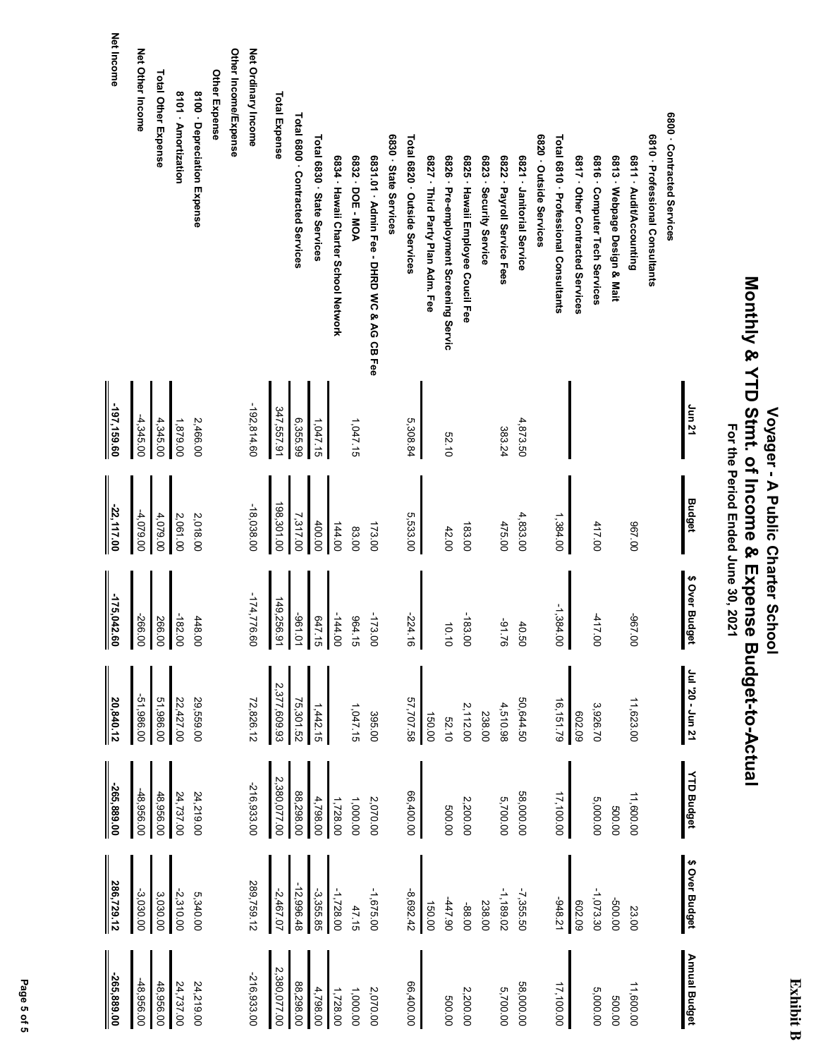Exhibit B

# Voyager - A Public Charter School

## Monthly & YTD Stmt. of Income & Expense Budget-to-Actual

### For the Period Ended June 30, 2021

| | Jun 21 | Budget | $ Over Budget | Jul '20 - Jun 21 | YTD Budget | $ Over Budget | Annual Budget |
|---|---|---|---|---|---|---|---|
| 6800 · Contracted Services | | | | | | | |
| 6810 · Professional Consultants | | | | | | | |
| 6811 · Audit/Accounting | | 967.00 | -967.00 | 11,623.00 | 11,600.00 | 23.00 | 11,600.00 |
| 6813 · Webpage Design & Mait | | | | | 500.00 | -500.00 | 500.00 |
| 6816 · Computer Tech Services | | 417.00 | -417.00 | 3,926.70 | 5,000.00 | -1,073.30 | 5,000.00 |
| 6817 · Other Contracted Services | | | | 602.09 | | 602.09 | |
| Total 6810 · Professional Consultants | | 1,384.00 | -1,384.00 | 16,151.79 | 17,100.00 | -948.21 | 17,100.00 |
| 6820 · Outside Services | | | | | | | |
| 6821 · Janitorial Service | 4,873.50 | 4,833.00 | 40.50 | 50,644.50 | 58,000.00 | -7,355.50 | 58,000.00 |
| 6822 · Payroll Service Fees | 383.24 | 475.00 | -91.76 | 4,510.98 | 5,700.00 | -1,189.02 | 5,700.00 |
| 6823 · Security Service | | | | 238.00 | | 238.00 | |
| 6825 · Hawaii Employee Coucil Fee | | 183.00 | -183.00 | 2,112.00 | 2,200.00 | -88.00 | 2,200.00 |
| 6826 · Pre-employment Screening Servic | 52.10 | 42.00 | 10.10 | 52.10 | 500.00 | -447.90 | 500.00 |
| 6827 · Third Party Plan Adm. Fee | | | | 150.00 | | 150.00 | |
| Total 6820 · Outside Services | 5,308.84 | 5,533.00 | -224.16 | 57,707.58 | 66,400.00 | -8,692.42 | 66,400.00 |
| 6830 · State Services | | | | | | | |
| 6831.01 · Admin Fee - DHRD WC & AG CB Fee | | 173.00 | -173.00 | 395.00 | 2,070.00 | -1,675.00 | 2,070.00 |
| 6832 · DOE - MOA | 1,047.15 | 83.00 | 964.15 | 1,047.15 | 1,000.00 | 47.15 | 1,000.00 |
| 6834 · Hawaii Charter School Network | | 144.00 | -144.00 | | 1,728.00 | -1,728.00 | 1,728.00 |
| Total 6830 · State Services | 1,047.15 | 400.00 | 647.15 | 1,442.15 | 4,798.00 | -3,355.85 | 4,798.00 |
| Total 6800 · Contracted Services | 6,355.99 | 7,317.00 | -961.01 | 75,301.52 | 88,298.00 | -12,996.48 | 88,298.00 |
| Total Expense | 347,557.91 | 198,301.00 | 149,256.91 | 2,377,609.93 | 2,380,077.00 | -2,467.07 | 2,380,077.00 |
| Net Ordinary Income | -192,814.60 | -18,038.00 | -174,776.60 | 72,826.12 | -216,933.00 | 289,759.12 | -216,933.00 |
| Other Income/Expense | | | | | | | |
| Other Expense | | | | | | | |
| 8100 · Depreciation Expense | 2,466.00 | 2,018.00 | 448.00 | 29,559.00 | 24,219.00 | 5,340.00 | 24,219.00 |
| 8101 · Amortization | 1,879.00 | 2,061.00 | -182.00 | 22,427.00 | 24,737.00 | -2,310.00 | 24,737.00 |
| Total Other Expense | 4,345.00 | 4,079.00 | 266.00 | 51,986.00 | 48,956.00 | 3,030.00 | 48,956.00 |
| Net Other Income | -4,345.00 | -4,079.00 | -266.00 | -51,986.00 | -48,956.00 | -3,030.00 | -48,956.00 |
| Net Income | -197,159.60 | -22,117.00 | -175,042.60 | 20,840.12 | -265,889.00 | 286,729.12 | -265,889.00 |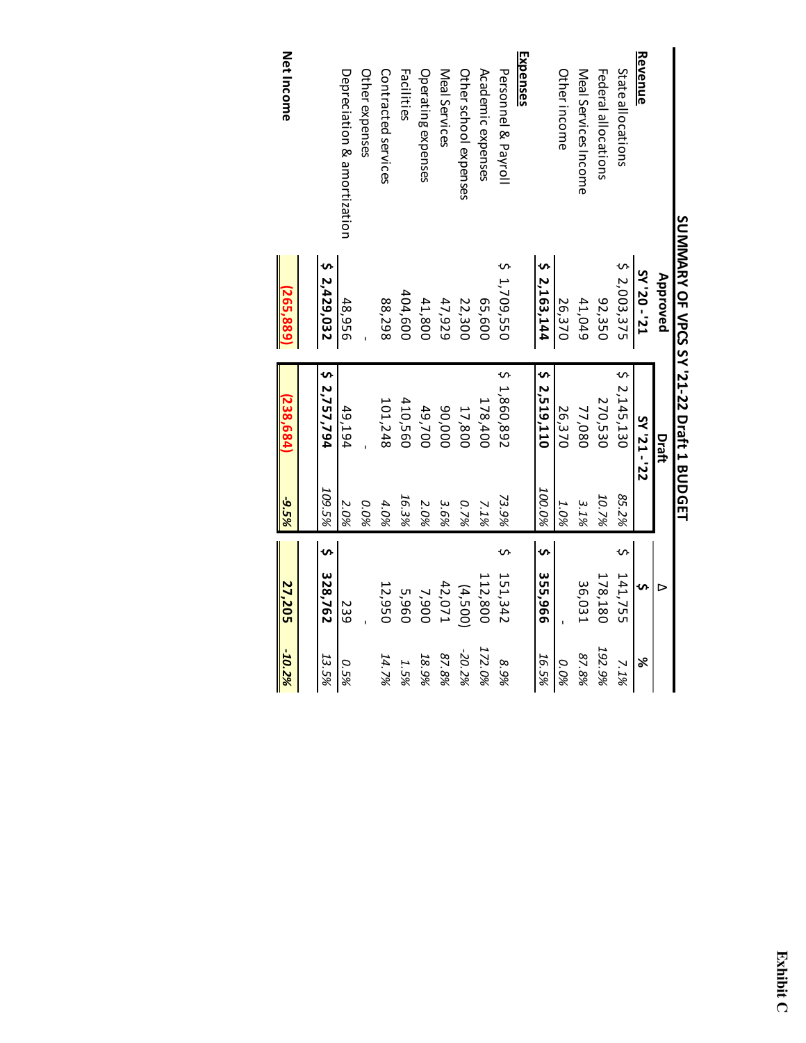Exhibit C

# SUMMARY OF VPCS SY '21-22 Draft 1 BUDGET

| | Approved | Draft | | Δ | |
|---|---|---|---|---|---|
| | SY '20 - '21 | SY '21 - '22 | | $ | % |
| **Revenue** | | | | | |
| State allocations | $ 2,003,375 | $ 2,145,130 | 85.2% | $ 141,755 | 7.1% |
| Federal allocations | 92,350 | 270,530 | 10.7% | 178,180 | 192.9% |
| Meal Services Income | 41,049 | 77,080 | 3.1% | 36,031 | 87.8% |
| Other income | 26,370 | 26,370 | 1.0% | - | 0.0% |
| | **$ 2,163,144** | **$ 2,519,110** | 100.0% | **$ 355,966** | 16.5% |
| **Expenses** | | | | | |
| Personnel & Payroll | $ 1,709,550 | $ 1,860,892 | 73.9% | $ 151,342 | 8.9% |
| Academic expenses | 65,600 | 178,400 | 7.1% | 112,800 | 172.0% |
| Other school expenses | 22,300 | 17,800 | 0.7% | (4,500) | -20.2% |
| Meal Services | 47,929 | 90,000 | 3.6% | 42,071 | 87.8% |
| Operating expenses | 41,800 | 49,700 | 2.0% | 7,900 | 18.9% |
| Facilities | 404,600 | 410,560 | 16.3% | 5,960 | 1.5% |
| Contracted services | 88,298 | 101,248 | 4.0% | 12,950 | 14.7% |
| Other expenses | - | - | 0.0% | - | |
| Depreciation & amortization | 48,956 | 49,194 | 2.0% | 239 | 0.5% |
| | **$ 2,429,032** | **$ 2,757,794** | 109.5% | **$ 328,762** | 13.5% |
| | | | | | |
| **Net Income** | **(265,889)** | **(238,684)** | **-9.5%** | **27,205** | **-10.2%** |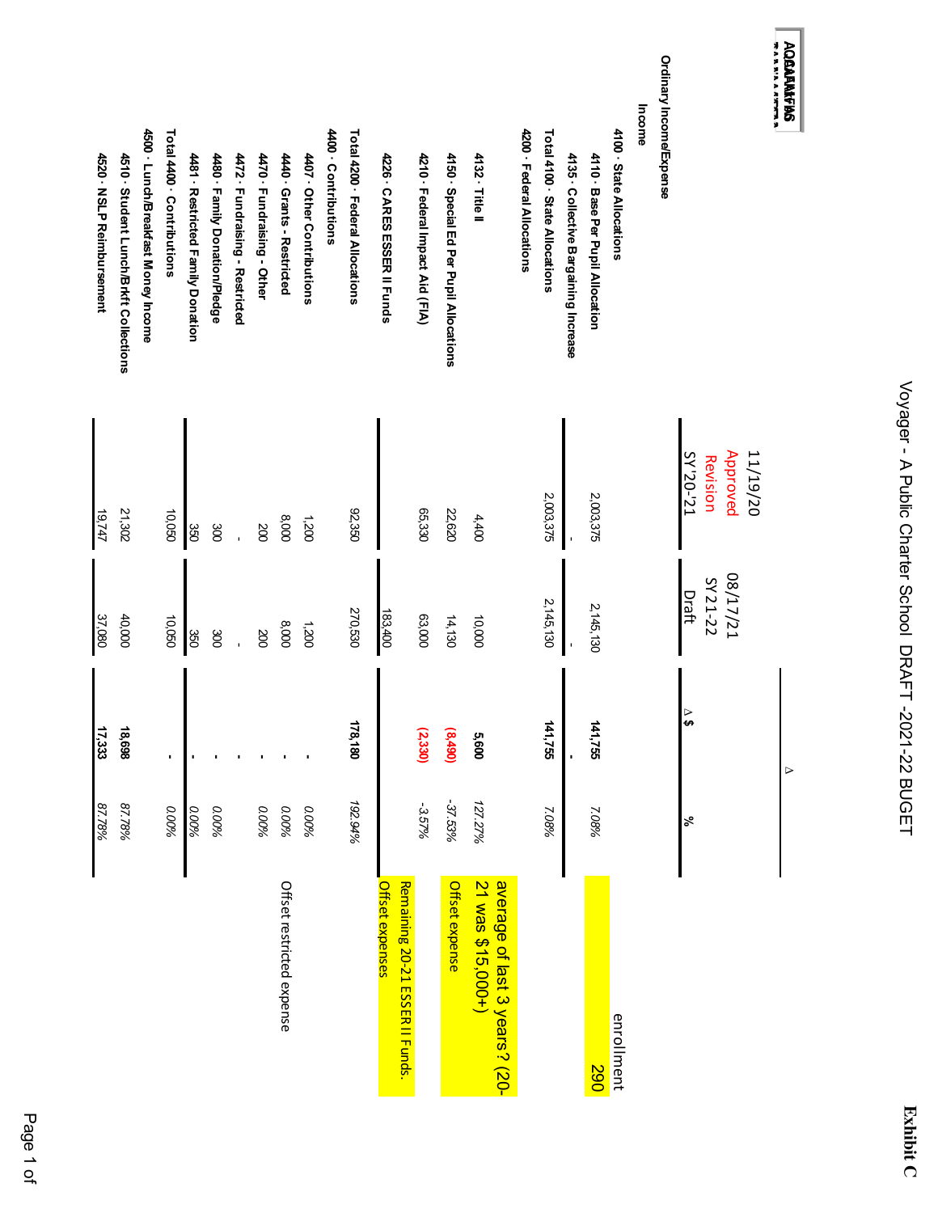**Exhibit C**

# Voyager - A Public Charter School DRAFT -2021-22 BUGET

| | 11/19/20 Approved Revision SY'20-'21 | 08/17/21 SY21-22 Draft | Δ $ | % | |
|---|---|---|---|---|---|
| **Ordinary Income/Expense** | | | | | |
| **Income** | | | | | enrollment |
| **4100 · State Allocations** | | | | | |
| **4110 · Base Per Pupil Allocation** | 2,003,375 | 2,145,130 | **141,755** | 7.08% | 290 |
| **4135 · Collective Bargaining Increase** | - | - | **-** | | |
| **Total 4100 · State Allocations** | 2,003,375 | 2,145,130 | **141,755** | 7.08% | |
| **4200 · Federal Allocations** | | | | | |
| **4132 · Title II** | 4,400 | 10,000 | **5,600** | 127.27% | average of last 3 years? (20-21 was $15,000+) |
| **4150 · Special Ed Per Pupil Allocations** | 22,620 | 14,130 | **(8,490)** | -37.53% | Offset expense |
| **4210 · Federal Impact Aid (FIA)** | 65,330 | 63,000 | **(2,330)** | -3.57% | |
| **4226 · CARES ESSER II Funds** | | 183,400 | | | Remaining 20-21 ESSER II Funds. Offset expenses |
| **Total 4200 · Federal Allocations** | 92,350 | 270,530 | **178,180** | 192.94% | |
| **4400 · Contributions** | | | | | |
| **4407 · Other Contributions** | 1,200 | 1,200 | **-** | 0.00% | |
| **4440 · Grants - Restricted** | 8,000 | 8,000 | **-** | 0.00% | Offset restricted expense |
| **4470 · Fundraising - Other** | 200 | 200 | **-** | 0.00% | |
| **4472 · Fundraising - Restricted** | - | - | **-** | | |
| **4480 · Family Donation/Pledge** | 300 | 300 | **-** | 0.00% | |
| **4481 · Restricted Family Donation** | 350 | 350 | **-** | 0.00% | |
| **Total 4400 · Contributions** | 10,050 | 10,050 | **-** | 0.00% | |
| **4500 · Lunch/Breakfast Money Income** | | | | | |
| **4510 · Student Lunch/Brkft Collections** | 21,302 | 40,000 | **18,698** | 87.78% | |
| **4520 · NSLP Reimbursement** | 19,747 | 37,080 | **17,333** | 87.78% | |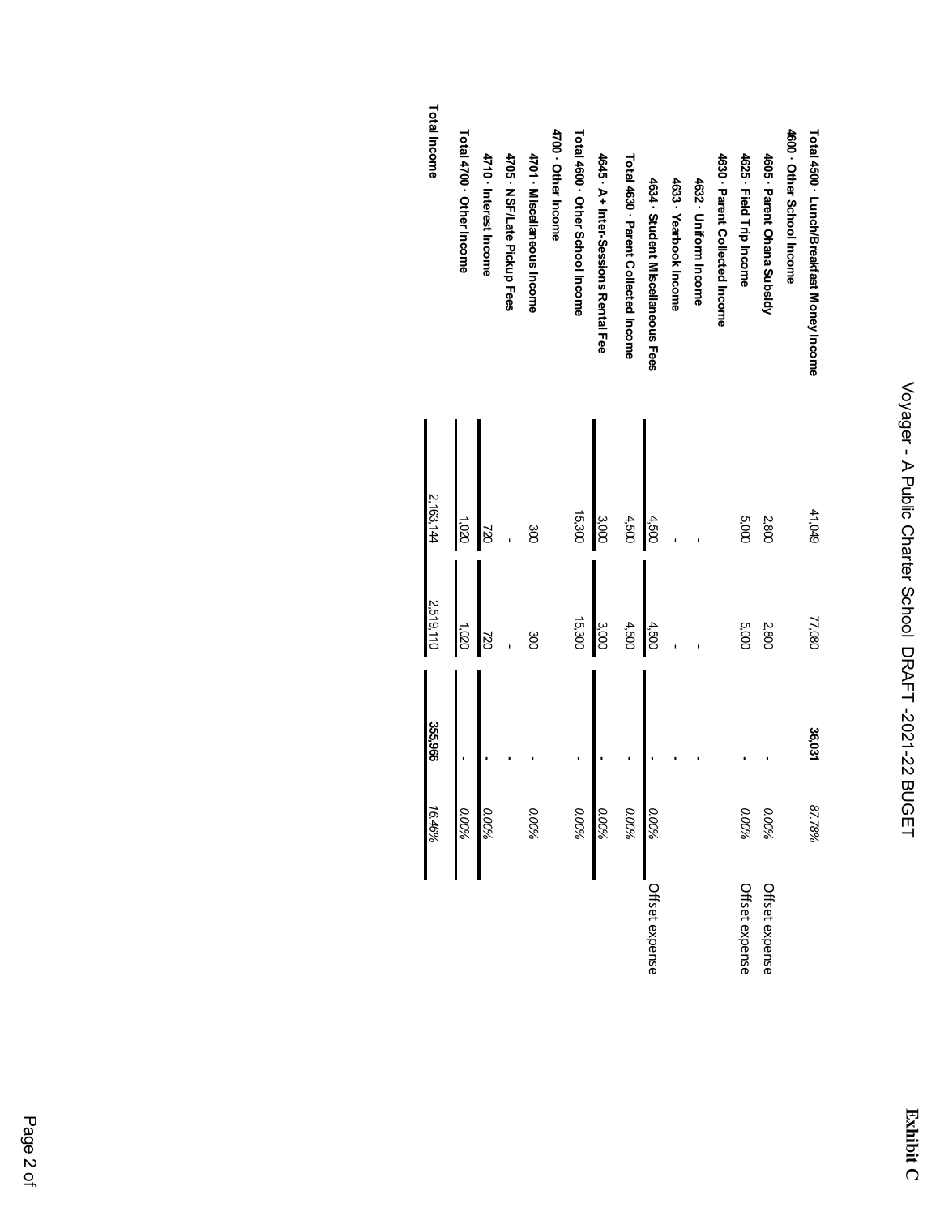# Voyager - A Public Charter School DRAFT -2021-22 BUGET

**Exhibit C**

| | | | | | |
|---|---|---|---|---|---|
| **Total 4500 · Lunch/Breakfast Money Income** | 41,049 | 77,080 | **36,031** | *87.78%* | |
| **4600 · Other School Income** | | | | | |
| **4605 · Parent Ohana Subsidy** | 2,800 | 2,800 | - | *0.00%* | Offset expense |
| **4625 · Field Trip Income** | 5,000 | 5,000 | - | *0.00%* | Offset expense |
| **4630 · Parent Collected Income** | | | | | |
| **4632 · Uniform Income** | - | - | - | | |
| **4633 · Yearbook Income** | - | - | - | | |
| **4634 · Student Miscellaneous Fees** | 4,500 | 4,500 | - | *0.00%* | Offset expense |
| **Total 4630 · Parent Collected Income** | 4,500 | 4,500 | - | *0.00%* | |
| **4645 · A+ Inter-Sessions Rental Fee** | 3,000 | 3,000 | - | *0.00%* | |
| **Total 4600 · Other School Income** | 15,300 | 15,300 | - | *0.00%* | |
| **4700 · Other Income** | | | | | |
| **4701 · Miscellaneous Income** | 300 | 300 | - | *0.00%* | |
| **4705 · NSF/Late Pickup Fees** | - | - | - | | |
| **4710 · Interest Income** | 720 | 720 | - | *0.00%* | |
| **Total 4700 · Other Income** | 1,020 | 1,020 | - | *0.00%* | |
| **Total Income** | 2,163,144 | 2,519,110 | **355,966** | *16.46%* | |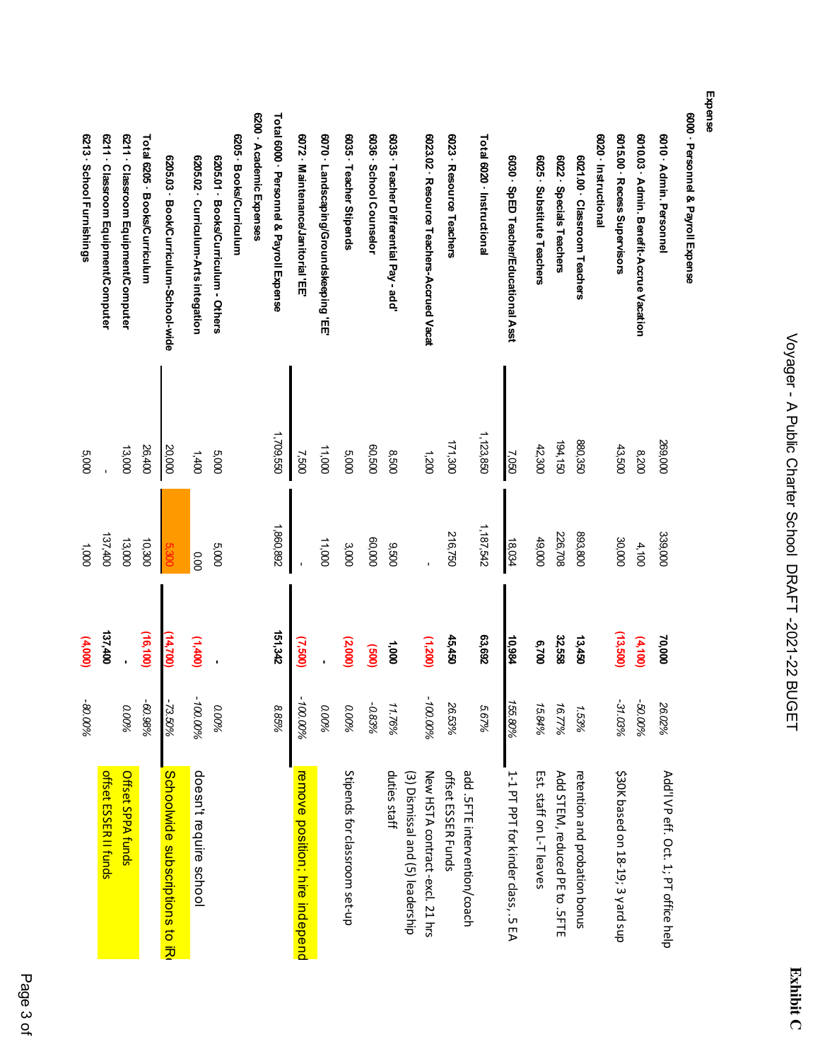# Voyager - A Public Charter School DRAFT -2021-22 BUGET

**Exhibit C**

| Expense | | | | | |
|---|---|---|---|---|---|
| **6000 · Personnel & Payroll Expense** | | | | | |
| **6010 · Admin. Personnel** | 269,000 | 339,000 | **70,000** | *26.02%* | Add'l VP eff. Oct. 1; PT office help |
| **6010.03 · Admin. Benefit-Accrue Vacation** | 8,200 | 4,100 | **(4,100)** | *-50.00%* | |
| **6015.00 · Recess Supervisors** | 43,500 | 30,000 | **(13,500)** | *-31.03%* | $30K based on 18-19; 3 yard sup |
| **6020 · Instructional** | | | | | |
| **6021.00 · Classroom Teachers** | 880,350 | 893,800 | **13,450** | *1.53%* | retention and probation bonus |
| **6022 · Specials Teachers** | 194,150 | 226,708 | **32,558** | *16.77%* | Add STEM, reduced PE to .5FTE |
| **6025 · Substitute Teachers** | 42,300 | 49,000 | **6,700** | *15.84%* | Est. staff on L-T leaves |
| **6030 · SpED Teacher/Educational Asst** | 7,050 | 18,034 | **10,984** | *155.80%* | 1-1 PT PPT for kinder class, .5 EA |
| **Total 6020 · Instructional** | 1,123,850 | 1,187,542 | **63,692** | *5.67%* | |
| **6023 · Resource Teachers** | 171,300 | 216,750 | **45,450** | *26.53%* | add .5FTE intervention/coach offset ESSER Funds |
| **6023.02 · Resource Teachers-Accrued Vacat** | 1,200 | - | **(1,200)** | *-100.00%* | New HSTA contract-excl. 21 hrs |
| **6035 · Teacher Differential Pay - add'** | 8,500 | 9,500 | **1,000** | *11.76%* | (3) Dismissal and (5) leadership duties staff |
| **6036 · School Counselor** | 60,500 | 60,000 | **(500)** | *-0.83%* | |
| **6035 · Teacher Stipends** | 5,000 | 3,000 | **(2,000)** | *0.00%* | Stipends for classroom set-up |
| **6070 · Landscaping/Groundskeeping 'EE'** | 11,000 | 11,000 | **-** | *0.00%* | |
| **6072 · Maintenance/Janitorial 'EE'** | 7,500 | - | **(7,500)** | *-100.00%* | remove position; hire independ |
| **Total 6000 · Personnel & Payroll Expense** | 1,709,550 | 1,860,892 | **151,342** | *8.85%* | |
| **6200 · Academic Expenses** | | | | | |
| **6205 · Books/Curriculum** | | | | | |
| **6205.01 · Books/Curriculum - Others** | 5,000 | 5,000 | **-** | *0.00%* | |
| **6205.02 · Curriculum-Arts integration** | 1,400 | 0.00 | **(1,400)** | *-100.00%* | doesn't require school |
| **6205.03 · Book/Curriculum-School-wide** | 20,000 | 5,300 | **(14,700)** | *-73.50%* | Schoolwide subscriptions to iR |
| **Total 6205 · Books/Curriculum** | 26,400 | 10,300 | **(16,100)** | *-60.98%* | |
| **6211 · Classroom Equipment/Computer** | 13,000 | 13,000 | **-** | *0.00%* | Offset SPPA funds |
| **6211 · Classroom Equipment/Computer** | - | 137,400 | **137,400** | | offset ESSER II funds |
| **6213 · School Furnishings** | 5,000 | 1,000 | **(4,000)** | *-80.00%* | |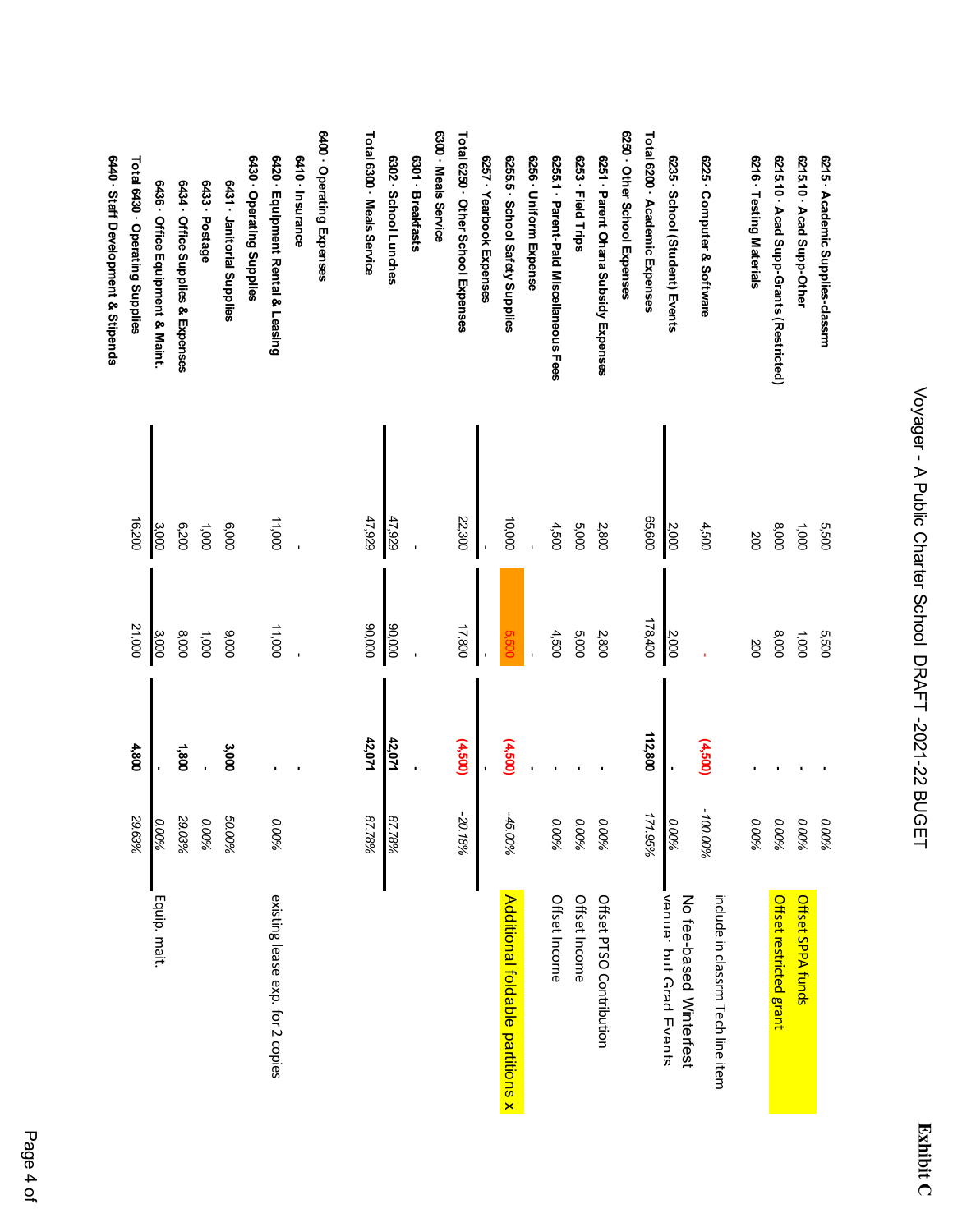# Voyager - A Public Charter School DRAFT -2021-22 BUGET

**Exhibit C**

| Account | Col 1 | Col 2 | Change | % Change | Notes |
|---|---|---|---|---|---|
| 6215 · Academic Supplies-classrm | 5,500 | 5,500 | - | 0.00% | Offset SPPA funds |
| 6215.10 · Acad Supp-Other | 1,000 | 1,000 | - | 0.00% | |
| 6215.10 · Acad Supp-Grants (Restricted) | 8,000 | 8,000 | - | 0.00% | Offset restricted grant |
| 6216 · Testing Materials | 200 | 200 | - | 0.00% | |
| 6225 · Computer & Software | 4,500 | - | (4,500) | -100.00% | include in classrm Tech line item |
| 6235 · School (Student) Events | 2,000 | 2,000 | - | 0.00% | No fee-based Winterfest venue, but Grad Events |
| Total 6200 · Academic Expenses | 65,600 | 178,400 | 112,800 | 171.95% | |
| 6250 · Other School Expenses | | | | | |
| 6251 · Parent Ohana Subsidy Expenses | 2,800 | 2,800 | - | 0.00% | Offset PTSO Contribution |
| 6253 · Field Trips | 5,000 | 5,000 | - | 0.00% | Offset Income |
| 6255.1 · Parent-Paid Miscellaneous Fees | 4,500 | 4,500 | - | 0.00% | Offset Income |
| 6256 · Uniform Expense | - | - | - | | |
| 6255.5 · School Safety Supplies | 10,000 | 5,500 | (4,500) | -45.00% | Additional foldable partitions x |
| 6257 · Yearbook Expenses | - | - | - | | |
| Total 6250 · Other School Expenses | 22,300 | 17,800 | (4,500) | -20.18% | |
| 6300 · Meals Service | | | | | |
| 6301 · Breakfasts | - | - | - | | |
| 6302 · School Lunches | 47,929 | 90,000 | 42,071 | 87.78% | |
| Total 6300 · Meals Service | 47,929 | 90,000 | 42,071 | 87.78% | |
| 6400 · Operating Expenses | | | | | |
| 6410 · Insurance | - | - | - | | |
| 6420 · Equipment Rental & Leasing | 11,000 | 11,000 | - | 0.00% | existing lease exp. for 2 copies |
| 6430 · Operating Supplies | | | | | |
| 6431 · Janitorial Supplies | 6,000 | 9,000 | 3,000 | 50.00% | |
| 6433 · Postage | 1,000 | 1,000 | - | 0.00% | |
| 6434 · Office Supplies & Expenses | 6,200 | 8,000 | 1,800 | 29.03% | |
| 6436 · Office Equipment & Maint. | 3,000 | 3,000 | - | 0.00% | Equip. mait. |
| Total 6430 · Operating Supplies | 16,200 | 21,000 | 4,800 | 29.63% | |
| 6440 · Staff Development & Stipends | | | | | |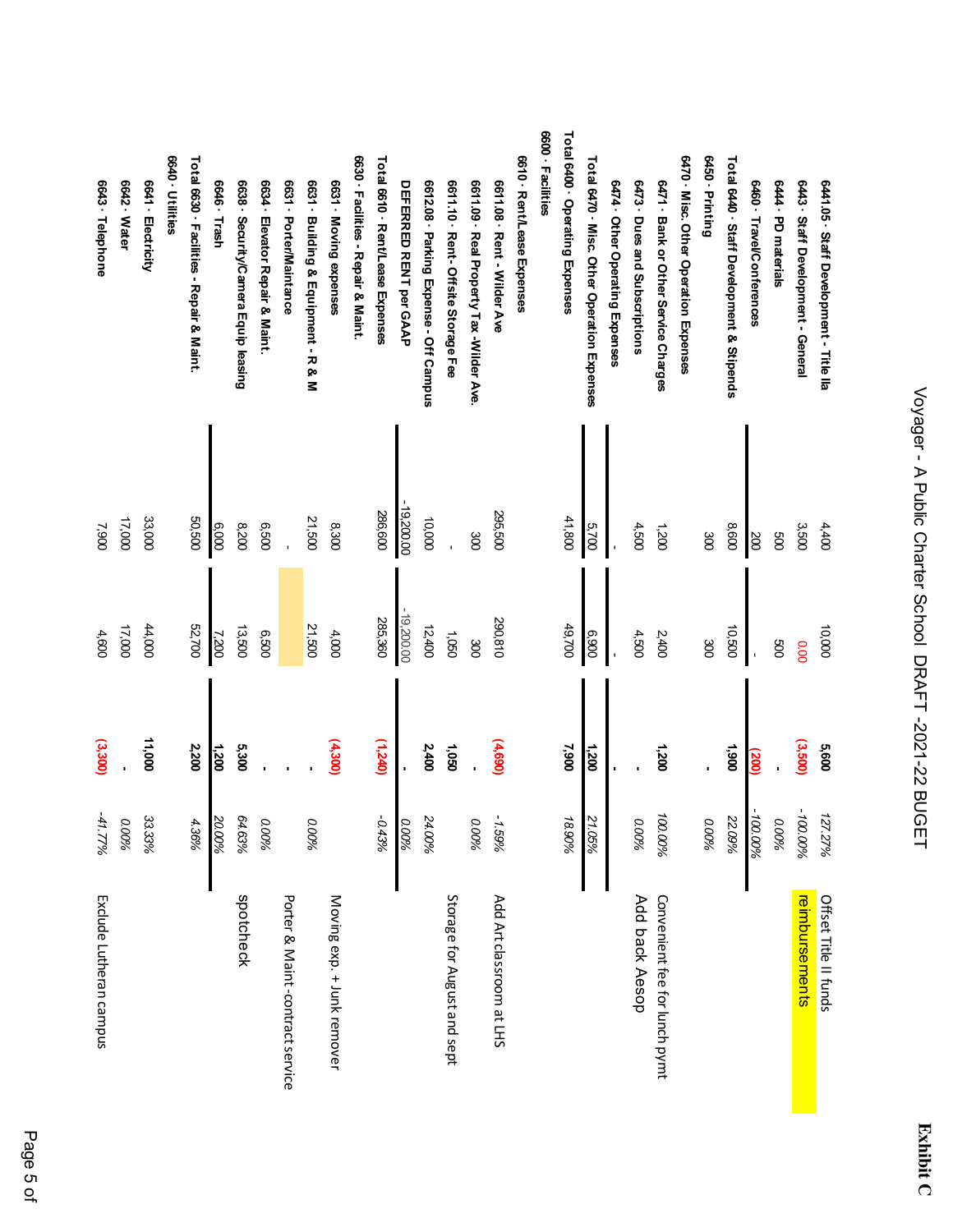# Voyager - A Public Charter School DRAFT -2021-22 BUGET

**Exhibit C**

| Account | | | | | Notes |
|---|---|---|---|---|---|
| 6441.05 · Staff Development - Title IIa | 4,400 | 10,000 | **5,600** | 127.27% | Offset Title II funds |
| 6443 · Staff Development - General | 3,500 | 0.00 | **(3,500)** | -100.00% | reimbursements |
| 6444 · PD materials | 500 | 500 | - | 0.00% | |
| 6460 · Travel/Conferences | 200 | - | **(200)** | -100.00% | |
| **Total 6440 · Staff Development & Stipends** | 8,600 | 10,500 | **1,900** | 22.09% | |
| 6450 · Printing | 300 | 300 | - | 0.00% | |
| **6470 · Misc. Other Operation Expenses** | | | | | |
| 6471 · Bank or Other Service Charges | 1,200 | 2,400 | **1,200** | 100.00% | Convenient fee for lunch pymt |
| 6473 · Dues and Subscriptions | 4,500 | 4,500 | - | 0.00% | Add back Aesop |
| 6474 · Other Operating Expenses | - | - | - | | |
| **Total 6470 · Misc. Other Operation Expenses** | 5,700 | 6,900 | **1,200** | 21.05% | |
| **Total 6400 · Operating Expenses** | 41,800 | 49,700 | **7,900** | 18.90% | |
| **6600 · Facilities** | | | | | |
| **6610 · Rent/Lease Expenses** | | | | | |
| 6611.08 · Rent - Wilder Ave | 295,500 | 290,810 | **(4,690)** | -1.59% | Add Art classroom at LHS |
| 6611.09 · Real Property Tax -Wilder Ave. | 300 | 300 | - | 0.00% | |
| 6611.10 · Rent- Offsite Storage Fee | - | 1,050 | **1,050** | | Storage for August and sept |
| 6612.08 · Parking Expense - Off Campus | 10,000 | 12,400 | **2,400** | 24.00% | |
| DEFERRED RENT per GAAP | -19,200.00 | -19,200.00 | - | 0.00% | |
| **Total 6610 · Rent/Lease Expenses** | 286,600 | 285,360 | **(1,240)** | -0.43% | |
| **6630 · Facilities - Repair & Maint.** | | | | | |
| 6631 · Moving expenses | 8,300 | 4,000 | **(4,300)** | | Moving exp. + Junk remover |
| 6631 · Building & Equipment - R & M | 21,500 | 21,500 | - | 0.00% | |
| 6631 · Porter/Maintance | - | | - | | Porter & Maint -contract service |
| 6634 · Elevator Repair & Maint. | 6,500 | 6,500 | - | 0.00% | |
| 6638 · Security/Camera Equip leasing | 8,200 | 13,500 | **5,300** | 64.63% | spotcheck |
| 6646 · Trash | 6,000 | 7,200 | **1,200** | 20.00% | |
| **Total 6630 · Facilities - Repair & Maint.** | 50,500 | 52,700 | **2,200** | 4.36% | |
| **6640 · Utilities** | | | | | |
| 6641 · Electricity | 33,000 | 44,000 | **11,000** | 33.33% | |
| 6642 · Water | 17,000 | 17,000 | - | 0.00% | |
| 6643 · Telephone | 7,900 | 4,600 | **(3,300)** | -41.77% | Exclude Lutheran campus |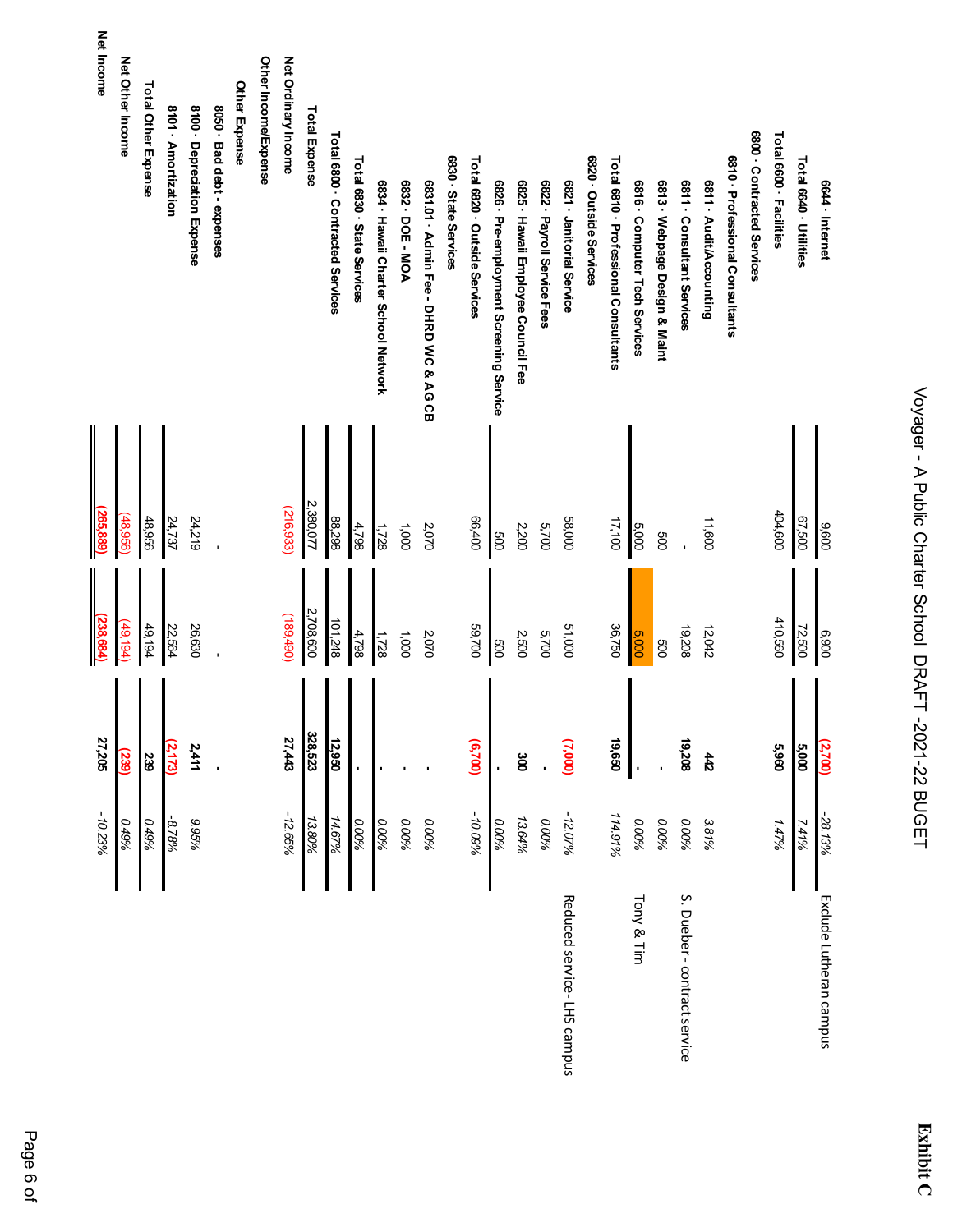# Voyager - A Public Charter School DRAFT -2021-22 BUGET

**Exhibit C**

| | | | | | |
|---|---|---|---|---|---|
| **6644 · Internet** | 9,600 | 6,900 | **(2,700)** | -28.13% | Exclude Lutheran campus |
| **Total 6640 · Utilities** | 67,500 | 72,500 | **5,000** | 7.41% | |
| **Total 6600 · Facilities** | 404,600 | 410,560 | **5,960** | 1.47% | |
| **6800 · Contracted Services** | | | | | |
| **6810 · Professional Consultants** | | | | | |
| **6811 · Audit/Accounting** | 11,600 | 12,042 | **442** | 3.81% | |
| **6811 · Consultant Services** | - | 19,208 | **19,208** | 0.00% | S. Dueber - contract service |
| **6813 · Webpage Design & Maint** | 500 | 500 | - | 0.00% | |
| **6816 · Computer Tech Services** | 5,000 | 5,000 | - | 0.00% | Tony & Tim |
| **Total 6810 · Professional Consultants** | 17,100 | 36,750 | **19,650** | 114.91% | |
| **6820 · Outside Services** | | | | | |
| **6821 · Janitorial Service** | 58,000 | 51,000 | **(7,000)** | -12.07% | Reduced service - LHS campus |
| **6822 · Payroll Service Fees** | 5,700 | 5,700 | - | 0.00% | |
| **6825 · Hawaii Employee Council Fee** | 2,200 | 2,500 | **300** | 13.64% | |
| **6826 · Pre-employment Screening Service** | 500 | 500 | - | 0.00% | |
| **Total 6820 · Outside Services** | 66,400 | 59,700 | **(6,700)** | -10.09% | |
| **6830 · State Services** | | | | | |
| **6831.01 · Admin Fee - DHRD WC & AG CB** | 2,070 | 2,070 | - | 0.00% | |
| **6832 · DOE - MOA** | 1,000 | 1,000 | - | 0.00% | |
| **6834 · Hawaii Charter School Network** | 1,728 | 1,728 | - | 0.00% | |
| **Total 6830 · State Services** | 4,798 | 4,798 | - | 0.00% | |
| **Total 6800 · Contracted Services** | 88,298 | 101,248 | **12,950** | 14.67% | |
| **Total Expense** | 2,380,077 | 2,708,600 | **328,523** | 13.80% | |
| **Net Ordinary Income** | (216,933) | (189,490) | **27,443** | -12.65% | |
| **Other Income/Expense** | | | | | |
| **Other Expense** | | | | | |
| **8050 · Bad debt - expenses** | - | - | - | | |
| **8100 · Depreciation Expense** | 24,219 | 26,630 | **2,411** | 9.95% | |
| **8101 · Amortization** | 24,737 | 22,564 | **(2,173)** | -8.78% | |
| **Total Other Expense** | 48,956 | 49,194 | **239** | 0.49% | |
| **Net Other Income** | (48,956) | (49,194) | **(239)** | 0.49% | |
| **Net Income** | **(265,889)** | **(238,684)** | **27,205** | -10.23% | |